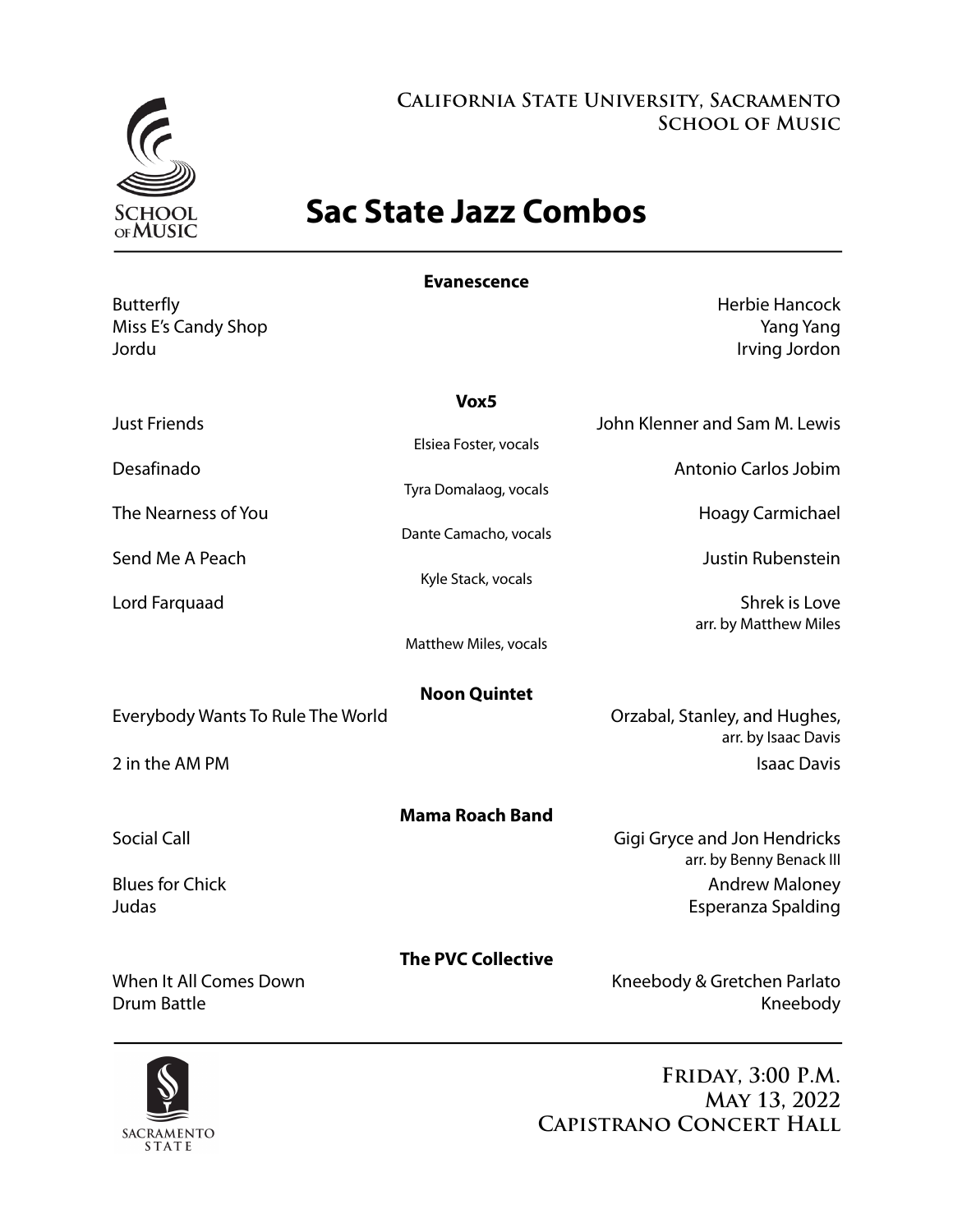California State University, Sacramento
School of Music

# Sac State Jazz Combos

## Evanescence

Butterfly — Herbie Hancock
Miss E's Candy Shop — Yang Yang
Jordu — Irving Jordon

## Vox5

Just Friends — John Klenner and Sam M. Lewis
Elsiea Foster, vocals

Desafinado — Antonio Carlos Jobim
Tyra Domalaog, vocals

The Nearness of You — Hoagy Carmichael
Dante Camacho, vocals

Send Me A Peach — Justin Rubenstein
Kyle Stack, vocals

Lord Farquaad — Shrek is Love
arr. by Matthew Miles
Matthew Miles, vocals

## Noon Quintet

Everybody Wants To Rule The World — Orzabal, Stanley, and Hughes,
arr. by Isaac Davis

2 in the AM PM — Isaac Davis

## Mama Roach Band

Social Call — Gigi Gryce and Jon Hendricks
arr. by Benny Benack III

Blues for Chick — Andrew Maloney
Judas — Esperanza Spalding

## The PVC Collective

When It All Comes Down — Kneebody & Gretchen Parlato
Drum Battle — Kneebody

Friday, 3:00 P.M.
May 13, 2022
Capistrano Concert Hall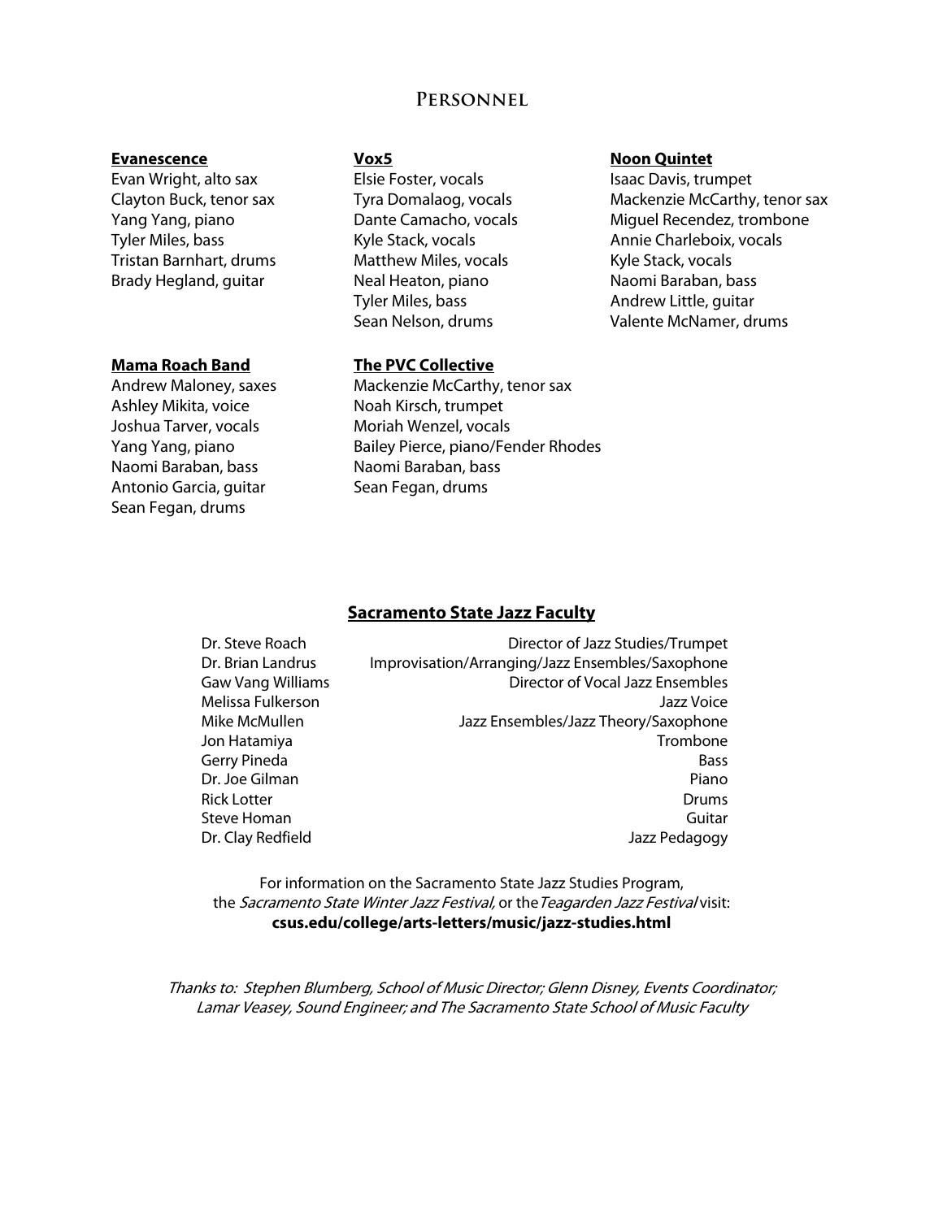# Personnel

**Evanescence**
Evan Wright, alto sax
Clayton Buck, tenor sax
Yang Yang, piano
Tyler Miles, bass
Tristan Barnhart, drums
Brady Hegland, guitar

**Vox5**
Elsie Foster, vocals
Tyra Domalaog, vocals
Dante Camacho, vocals
Kyle Stack, vocals
Matthew Miles, vocals
Neal Heaton, piano
Tyler Miles, bass
Sean Nelson, drums

**Noon Quintet**
Isaac Davis, trumpet
Mackenzie McCarthy, tenor sax
Miguel Recendez, trombone
Annie Charleboix, vocals
Kyle Stack, vocals
Naomi Baraban, bass
Andrew Little, guitar
Valente McNamer, drums

**Mama Roach Band**
Andrew Maloney, saxes
Ashley Mikita, voice
Joshua Tarver, vocals
Yang Yang, piano
Naomi Baraban, bass
Antonio Garcia, guitar
Sean Fegan, drums

**The PVC Collective**
Mackenzie McCarthy, tenor sax
Noah Kirsch, trumpet
Moriah Wenzel, vocals
Bailey Pierce, piano/Fender Rhodes
Naomi Baraban, bass
Sean Fegan, drums

## Sacramento State Jazz Faculty

| | |
|---|---|
| Dr. Steve Roach | Director of Jazz Studies/Trumpet |
| Dr. Brian Landrus | Improvisation/Arranging/Jazz Ensembles/Saxophone |
| Gaw Vang Williams | Director of Vocal Jazz Ensembles |
| Melissa Fulkerson | Jazz Voice |
| Mike McMullen | Jazz Ensembles/Jazz Theory/Saxophone |
| Jon Hatamiya | Trombone |
| Gerry Pineda | Bass |
| Dr. Joe Gilman | Piano |
| Rick Lotter | Drums |
| Steve Homan | Guitar |
| Dr. Clay Redfield | Jazz Pedagogy |

For information on the Sacramento State Jazz Studies Program, the *Sacramento State Winter Jazz Festival,* or the *Teagarden Jazz Festival* visit:
**csus.edu/college/arts-letters/music/jazz-studies.html**

*Thanks to: Stephen Blumberg, School of Music Director; Glenn Disney, Events Coordinator; Lamar Veasey, Sound Engineer; and The Sacramento State School of Music Faculty*